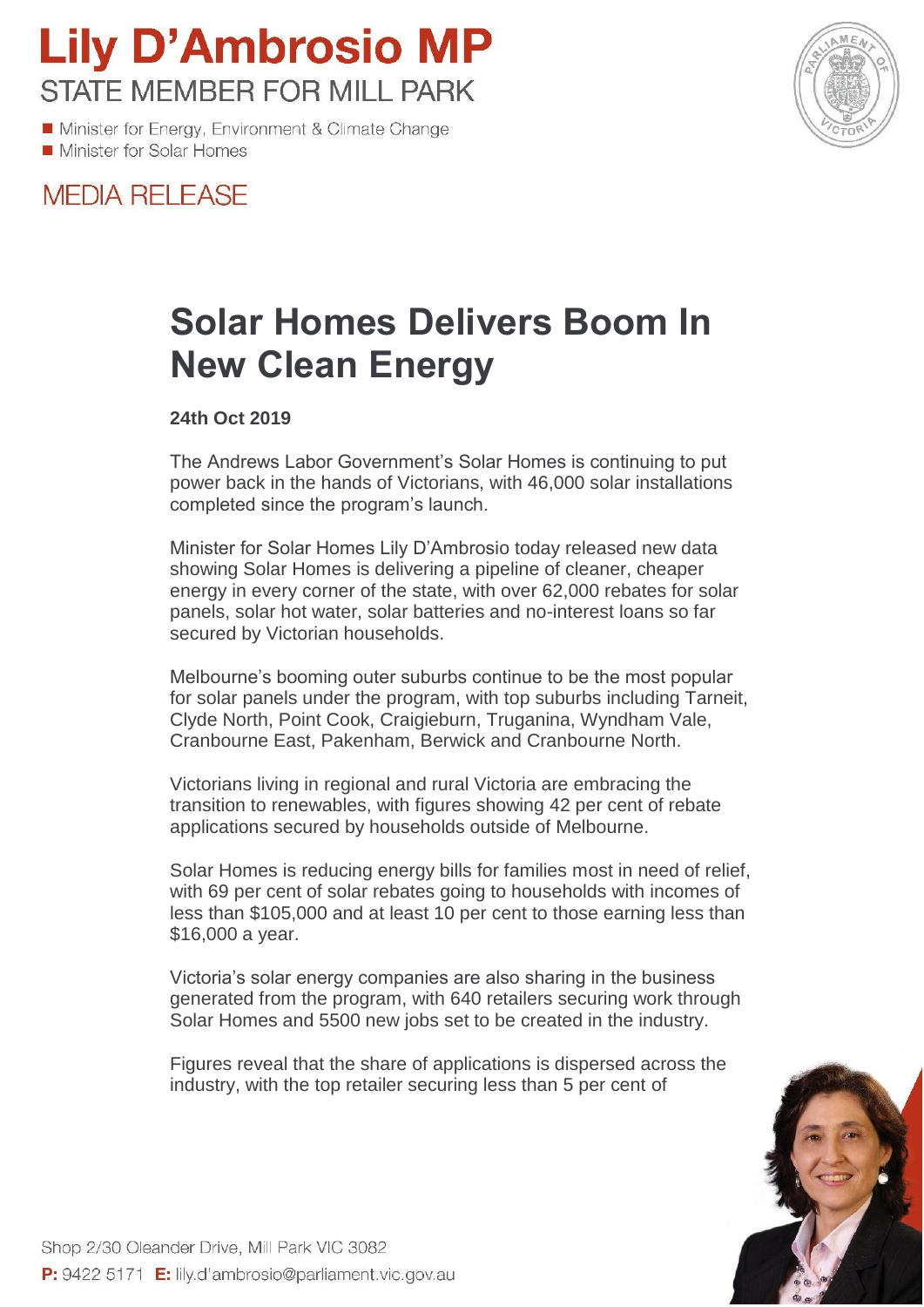# Lily D'Ambrosio MP

STATE MEMBER FOR MILL PARK

- Minister for Energy, Environment & Climate Change
- Minister for Solar Homes

MEDIA RELEASE

## Solar Homes Delivers Boom In New Clean Energy

**24th Oct 2019**

The Andrews Labor Government's Solar Homes is continuing to put power back in the hands of Victorians, with 46,000 solar installations completed since the program's launch.

Minister for Solar Homes Lily D'Ambrosio today released new data showing Solar Homes is delivering a pipeline of cleaner, cheaper energy in every corner of the state, with over 62,000 rebates for solar panels, solar hot water, solar batteries and no-interest loans so far secured by Victorian households.

Melbourne's booming outer suburbs continue to be the most popular for solar panels under the program, with top suburbs including Tarneit, Clyde North, Point Cook, Craigieburn, Truganina, Wyndham Vale, Cranbourne East, Pakenham, Berwick and Cranbourne North.

Victorians living in regional and rural Victoria are embracing the transition to renewables, with figures showing 42 per cent of rebate applications secured by households outside of Melbourne.

Solar Homes is reducing energy bills for families most in need of relief, with 69 per cent of solar rebates going to households with incomes of less than $105,000 and at least 10 per cent to those earning less than $16,000 a year.

Victoria's solar energy companies are also sharing in the business generated from the program, with 640 retailers securing work through Solar Homes and 5500 new jobs set to be created in the industry.

Figures reveal that the share of applications is dispersed across the industry, with the top retailer securing less than 5 per cent of

Shop 2/30 Oleander Drive, Mill Park VIC 3082

**P:** 9422 5171 **E:** lily.d'ambrosio@parliament.vic.gov.au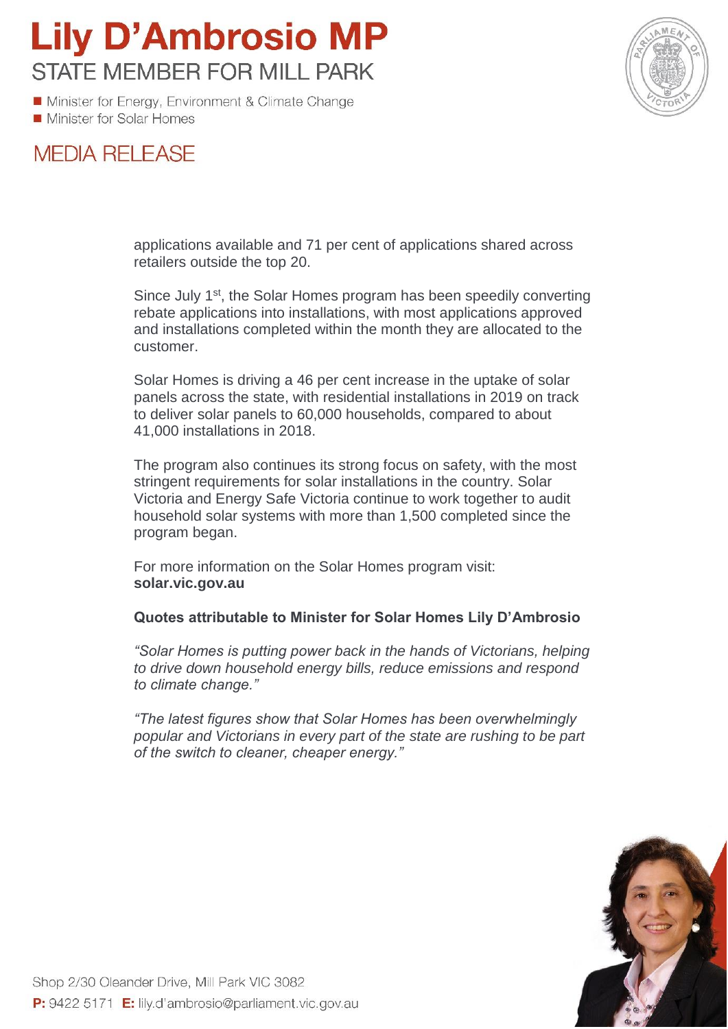applications available and 71 per cent of applications shared across retailers outside the top 20.

Since July 1st, the Solar Homes program has been speedily converting rebate applications into installations, with most applications approved and installations completed within the month they are allocated to the customer.

Solar Homes is driving a 46 per cent increase in the uptake of solar panels across the state, with residential installations in 2019 on track to deliver solar panels to 60,000 households, compared to about 41,000 installations in 2018.

The program also continues its strong focus on safety, with the most stringent requirements for solar installations in the country. Solar Victoria and Energy Safe Victoria continue to work together to audit household solar systems with more than 1,500 completed since the program began.

For more information on the Solar Homes program visit: **solar.vic.gov.au**

**Quotes attributable to Minister for Solar Homes Lily D'Ambrosio**

*"Solar Homes is putting power back in the hands of Victorians, helping to drive down household energy bills, reduce emissions and respond to climate change."*

*"The latest figures show that Solar Homes has been overwhelmingly popular and Victorians in every part of the state are rushing to be part of the switch to cleaner, cheaper energy."*